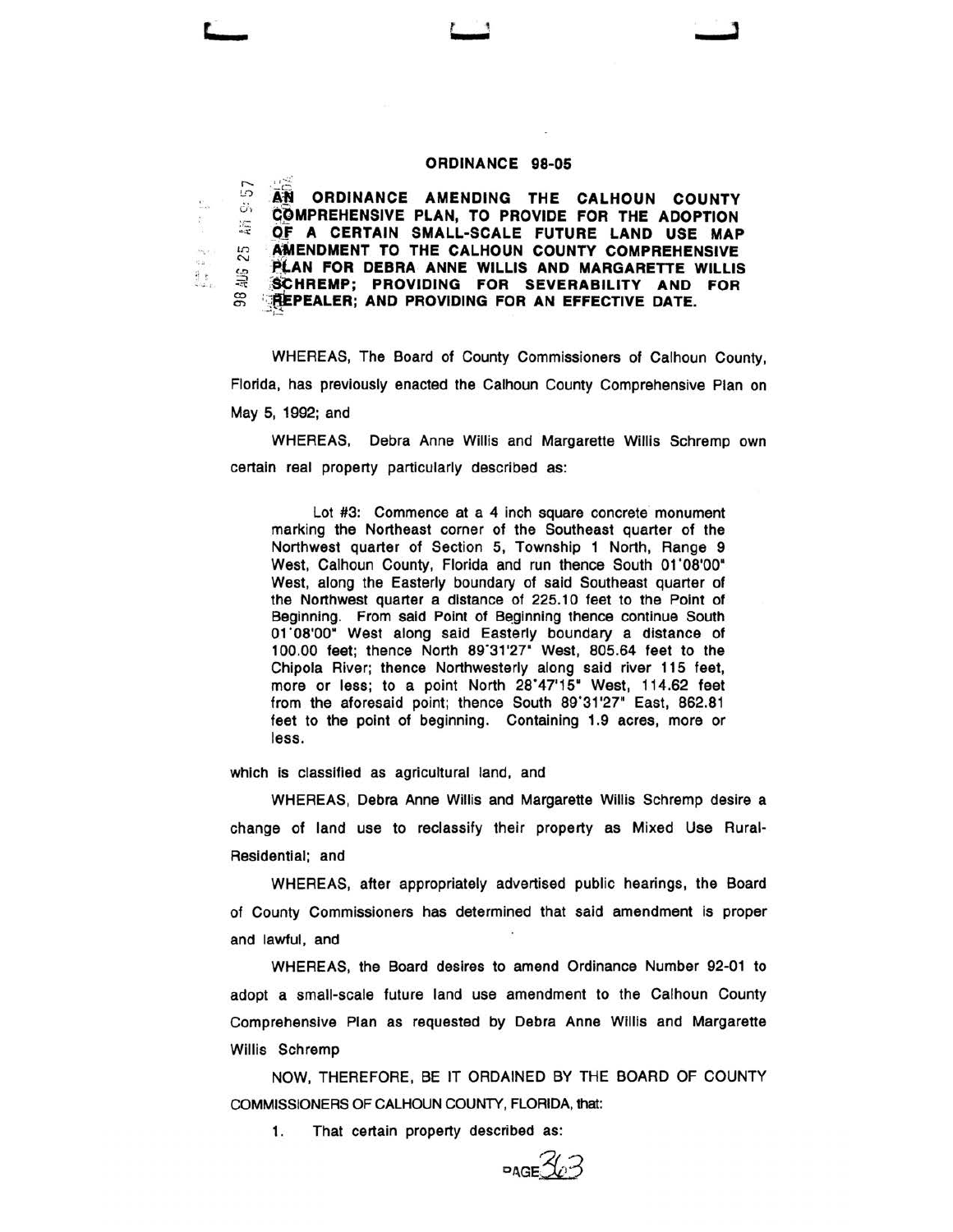# ORDINANCE 98-05

**AN ORDINANCE AMENDING THE CALHOUN COUNTY COMPREHENSIVE PLAN, TO PROVIDE FOR THE ADOPTION OF A CERTAIN SMALL-SCALE FUTURE LAND USE MAP AMENDMENT TO THE CALHOUN COUNTY COMPREHENSIVE PLAN FOR DEBRA ANNE WILLIS AND MARGARETTE WILLIS SCHREMP; PROVIDING FOR SEVERABILITY AND FOR REPEALER; AND PROVIDING FOR AN EFFECTIVE DATE.**

WHEREAS, The Board of County Commissioners of Calhoun County, Florida, has previously enacted the Calhoun County Comprehensive Plan on May 5, 1992; and

WHEREAS, Debra Anne Willis and Margarette Willis Schremp own certain real property particularly described as:

> Lot #3: Commence at a 4 inch square concrete monument marking the Northeast corner of the Southeast quarter of the Northwest quarter of Section 5, Township 1 North, Range 9 West, Calhoun County, Florida and run thence South 01°08'00" West, along the Easterly boundary of said Southeast quarter of the Northwest quarter a distance of 225.10 feet to the Point of Beginning. From said Point of Beginning thence continue South 01°08'00" West along said Easterly boundary a distance of 100.00 feet; thence North 89°31'27" West, 805.64 feet to the Chipola River; thence Northwesterly along said river 115 feet, more or less; to a point North 28°47'15" West, 114.62 feet from the aforesaid point; thence South 89°31'27" East, 862.81 feet to the point of beginning. Containing 1.9 acres, more or less.

which is classified as agricultural land, and

WHEREAS, Debra Anne Willis and Margarette Willis Schremp desire a change of land use to reclassify their property as Mixed Use Rural-Residential; and

WHEREAS, after appropriately advertised public hearings, the Board of County Commissioners has determined that said amendment is proper and lawful, and

WHEREAS, the Board desires to amend Ordinance Number 92-01 to adopt a small-scale future land use amendment to the Calhoun County Comprehensive Plan as requested by Debra Anne Willis and Margarette Willis Schremp

NOW, THEREFORE, BE IT ORDAINED BY THE BOARD OF COUNTY COMMISSIONERS OF CALHOUN COUNTY, FLORIDA, that:

1. That certain property described as: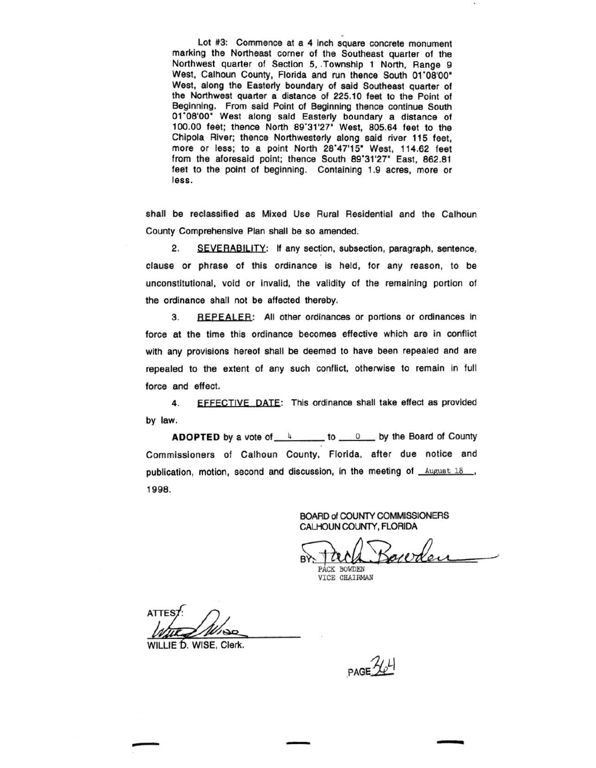Lot #3: Commence at a 4 inch square concrete monument marking the Northeast corner of the Southeast quarter of the Northwest quarter of Section 5, Township 1 North, Range 9 West, Calhoun County, Florida and run thence South 01°08'00" West, along the Easterly boundary of said Southeast quarter of the Northwest quarter a distance of 225.10 feet to the Point of Beginning. From said Point of Beginning thence continue South 01°08'00" West along said Easterly boundary a distance of 100.00 feet; thence North 89°31'27" West, 805.64 feet to the Chipola River; thence Northwesterly along said river 115 feet, more or less; to a point North 28°47'15" West, 114.62 feet from the aforesaid point; thence South 89°31'27" East, 862.81 feet to the point of beginning. Containing 1.9 acres, more or less.

shall be reclassified as Mixed Use Rural Residential and the Calhoun County Comprehensive Plan shall be so amended.

2. SEVERABILITY: If any section, subsection, paragraph, sentence, clause or phrase of this ordinance is held, for any reason, to be unconstitutional, void or invalid, the validity of the remaining portion of the ordinance shall not be affected thereby.

3. REPEALER: All other ordinances or portions or ordinances in force at the time this ordinance becomes effective which are in conflict with any provisions hereof shall be deemed to have been repealed and are repealed to the extent of any such conflict, otherwise to remain in full force and effect.

4. EFFECTIVE DATE: This ordinance shall take effect as provided by law.

**ADOPTED** by a vote of 4 to 0 by the Board of County Commissioners of Calhoun County, Florida, after due notice and publication, motion, second and discussion, in the meeting of August 18, 1998.

BOARD of COUNTY COMMISSIONERS
CALHOUN COUNTY, FLORIDA

BY: Pack Bowden
PACK BOWDEN
VICE CHAIRMAN

ATTEST: Willie D. Wise
WILLIE D. WISE, Clerk.

PAGE 364